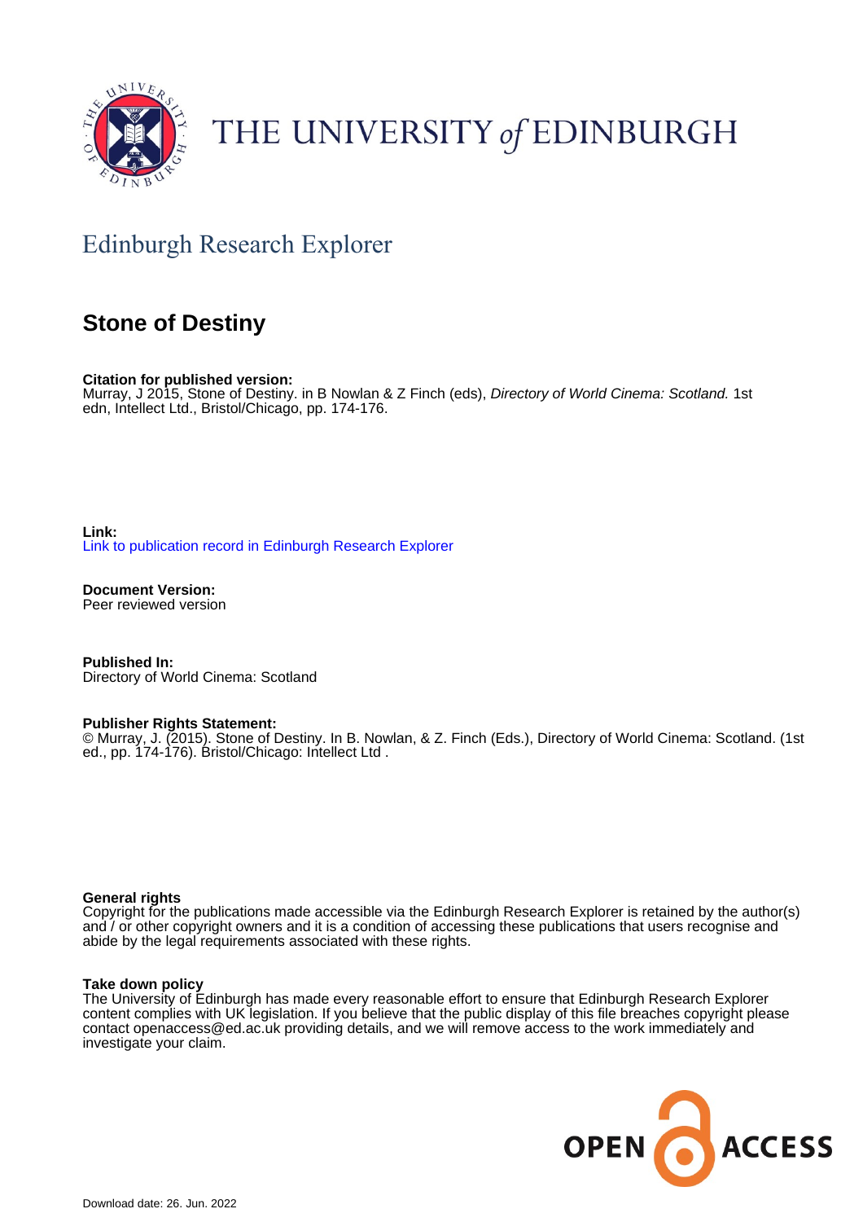THE UNIVERSITY *of* EDINBURGH

## Edinburgh Research Explorer

# Stone of Destiny

**Citation for published version:**
Murray, J 2015, Stone of Destiny. in B Nowlan & Z Finch (eds), *Directory of World Cinema: Scotland.* 1st edn, Intellect Ltd., Bristol/Chicago, pp. 174-176.

**Link:**
Link to publication record in Edinburgh Research Explorer

**Document Version:**
Peer reviewed version

**Published In:**
Directory of World Cinema: Scotland

**Publisher Rights Statement:**
© Murray, J. (2015). Stone of Destiny. In B. Nowlan, & Z. Finch (Eds.), Directory of World Cinema: Scotland. (1st ed., pp. 174-176). Bristol/Chicago: Intellect Ltd .

**General rights**
Copyright for the publications made accessible via the Edinburgh Research Explorer is retained by the author(s) and / or other copyright owners and it is a condition of accessing these publications that users recognise and abide by the legal requirements associated with these rights.

**Take down policy**
The University of Edinburgh has made every reasonable effort to ensure that Edinburgh Research Explorer content complies with UK legislation. If you believe that the public display of this file breaches copyright please contact openaccess@ed.ac.uk providing details, and we will remove access to the work immediately and investigate your claim.

Download date: 26. Jun. 2022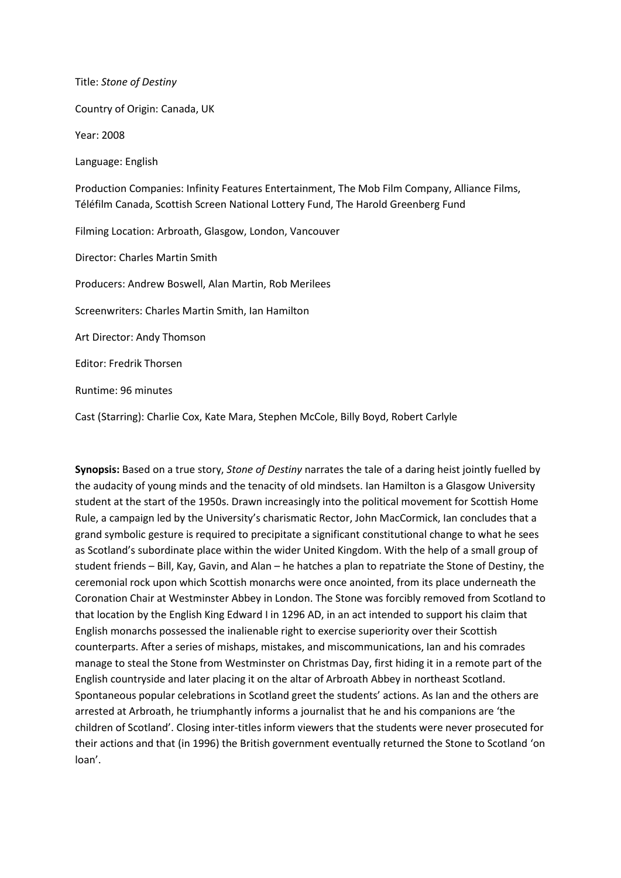Title: *Stone of Destiny*

Country of Origin: Canada, UK

Year: 2008

Language: English

Production Companies: Infinity Features Entertainment, The Mob Film Company, Alliance Films, Téléfilm Canada, Scottish Screen National Lottery Fund, The Harold Greenberg Fund

Filming Location: Arbroath, Glasgow, London, Vancouver

Director: Charles Martin Smith

Producers: Andrew Boswell, Alan Martin, Rob Merilees

Screenwriters: Charles Martin Smith, Ian Hamilton

Art Director: Andy Thomson

Editor: Fredrik Thorsen

Runtime: 96 minutes

Cast (Starring): Charlie Cox, Kate Mara, Stephen McCole, Billy Boyd, Robert Carlyle

**Synopsis:** Based on a true story, *Stone of Destiny* narrates the tale of a daring heist jointly fuelled by the audacity of young minds and the tenacity of old mindsets. Ian Hamilton is a Glasgow University student at the start of the 1950s. Drawn increasingly into the political movement for Scottish Home Rule, a campaign led by the University's charismatic Rector, John MacCormick, Ian concludes that a grand symbolic gesture is required to precipitate a significant constitutional change to what he sees as Scotland's subordinate place within the wider United Kingdom. With the help of a small group of student friends – Bill, Kay, Gavin, and Alan – he hatches a plan to repatriate the Stone of Destiny, the ceremonial rock upon which Scottish monarchs were once anointed, from its place underneath the Coronation Chair at Westminster Abbey in London. The Stone was forcibly removed from Scotland to that location by the English King Edward I in 1296 AD, in an act intended to support his claim that English monarchs possessed the inalienable right to exercise superiority over their Scottish counterparts. After a series of mishaps, mistakes, and miscommunications, Ian and his comrades manage to steal the Stone from Westminster on Christmas Day, first hiding it in a remote part of the English countryside and later placing it on the altar of Arbroath Abbey in northeast Scotland. Spontaneous popular celebrations in Scotland greet the students' actions. As Ian and the others are arrested at Arbroath, he triumphantly informs a journalist that he and his companions are 'the children of Scotland'. Closing inter-titles inform viewers that the students were never prosecuted for their actions and that (in 1996) the British government eventually returned the Stone to Scotland 'on loan'.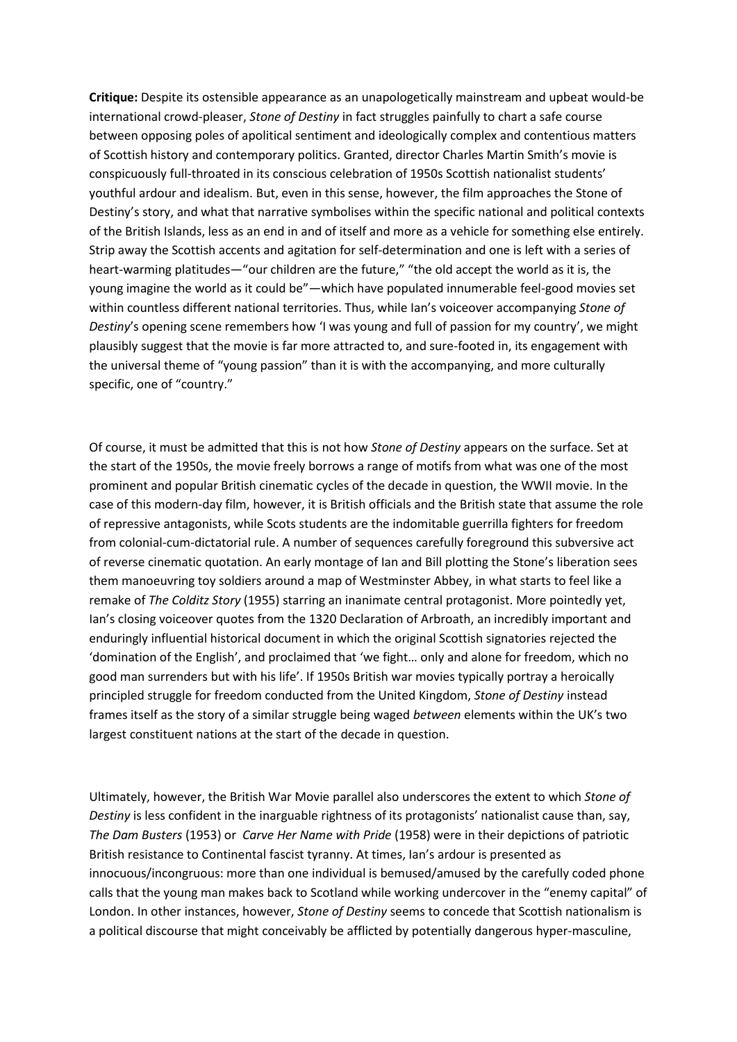**Critique:** Despite its ostensible appearance as an unapologetically mainstream and upbeat would-be international crowd-pleaser, *Stone of Destiny* in fact struggles painfully to chart a safe course between opposing poles of apolitical sentiment and ideologically complex and contentious matters of Scottish history and contemporary politics. Granted, director Charles Martin Smith's movie is conspicuously full-throated in its conscious celebration of 1950s Scottish nationalist students' youthful ardour and idealism. But, even in this sense, however, the film approaches the Stone of Destiny's story, and what that narrative symbolises within the specific national and political contexts of the British Islands, less as an end in and of itself and more as a vehicle for something else entirely. Strip away the Scottish accents and agitation for self-determination and one is left with a series of heart-warming platitudes—"our children are the future," "the old accept the world as it is, the young imagine the world as it could be"—which have populated innumerable feel-good movies set within countless different national territories. Thus, while Ian's voiceover accompanying *Stone of Destiny*'s opening scene remembers how 'I was young and full of passion for my country', we might plausibly suggest that the movie is far more attracted to, and sure-footed in, its engagement with the universal theme of "young passion" than it is with the accompanying, and more culturally specific, one of "country."

Of course, it must be admitted that this is not how *Stone of Destiny* appears on the surface. Set at the start of the 1950s, the movie freely borrows a range of motifs from what was one of the most prominent and popular British cinematic cycles of the decade in question, the WWII movie. In the case of this modern-day film, however, it is British officials and the British state that assume the role of repressive antagonists, while Scots students are the indomitable guerrilla fighters for freedom from colonial-cum-dictatorial rule. A number of sequences carefully foreground this subversive act of reverse cinematic quotation. An early montage of Ian and Bill plotting the Stone's liberation sees them manoeuvring toy soldiers around a map of Westminster Abbey, in what starts to feel like a remake of *The Colditz Story* (1955) starring an inanimate central protagonist. More pointedly yet, Ian's closing voiceover quotes from the 1320 Declaration of Arbroath, an incredibly important and enduringly influential historical document in which the original Scottish signatories rejected the 'domination of the English', and proclaimed that 'we fight… only and alone for freedom, which no good man surrenders but with his life'. If 1950s British war movies typically portray a heroically principled struggle for freedom conducted from the United Kingdom, *Stone of Destiny* instead frames itself as the story of a similar struggle being waged *between* elements within the UK's two largest constituent nations at the start of the decade in question.

Ultimately, however, the British War Movie parallel also underscores the extent to which *Stone of Destiny* is less confident in the inarguable rightness of its protagonists' nationalist cause than, say, *The Dam Busters* (1953) or *Carve Her Name with Pride* (1958) were in their depictions of patriotic British resistance to Continental fascist tyranny. At times, Ian's ardour is presented as innocuous/incongruous: more than one individual is bemused/amused by the carefully coded phone calls that the young man makes back to Scotland while working undercover in the "enemy capital" of London. In other instances, however, *Stone of Destiny* seems to concede that Scottish nationalism is a political discourse that might conceivably be afflicted by potentially dangerous hyper-masculine,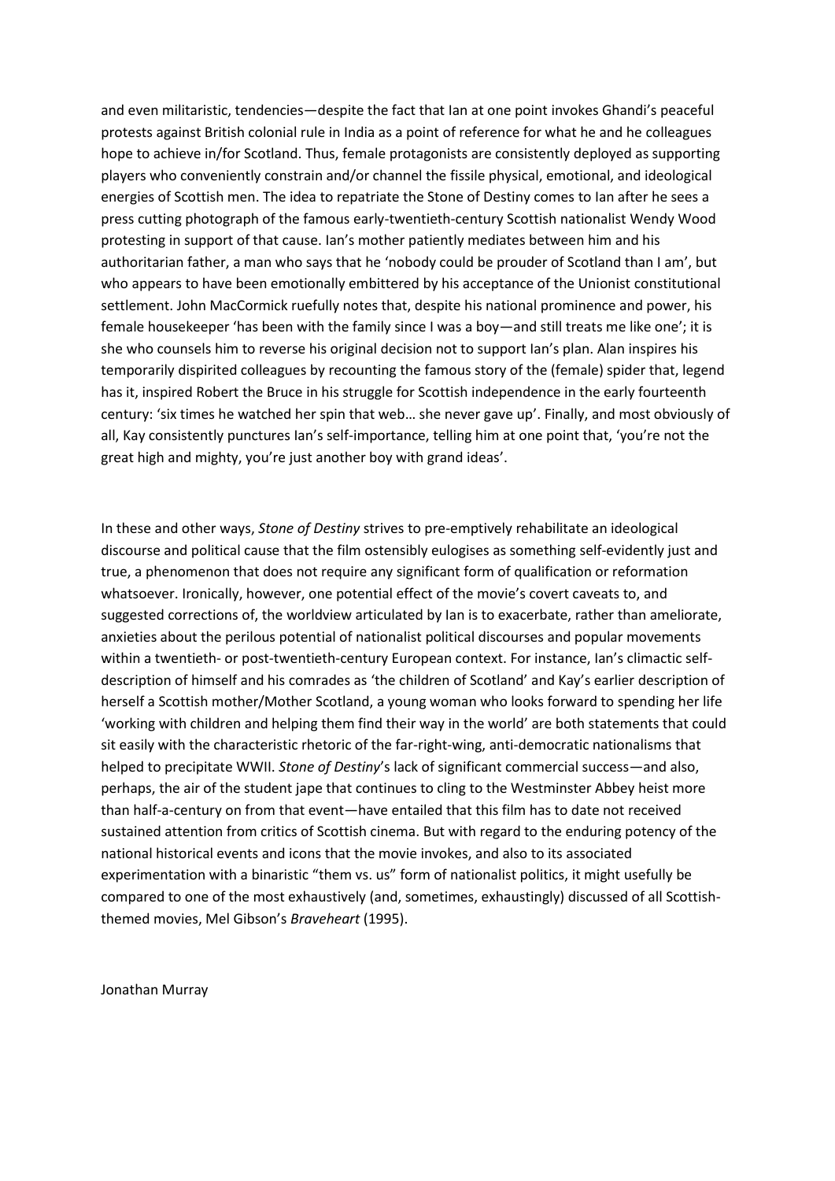and even militaristic, tendencies—despite the fact that Ian at one point invokes Ghandi's peaceful protests against British colonial rule in India as a point of reference for what he and he colleagues hope to achieve in/for Scotland. Thus, female protagonists are consistently deployed as supporting players who conveniently constrain and/or channel the fissile physical, emotional, and ideological energies of Scottish men. The idea to repatriate the Stone of Destiny comes to Ian after he sees a press cutting photograph of the famous early-twentieth-century Scottish nationalist Wendy Wood protesting in support of that cause. Ian's mother patiently mediates between him and his authoritarian father, a man who says that he 'nobody could be prouder of Scotland than I am', but who appears to have been emotionally embittered by his acceptance of the Unionist constitutional settlement. John MacCormick ruefully notes that, despite his national prominence and power, his female housekeeper 'has been with the family since I was a boy—and still treats me like one'; it is she who counsels him to reverse his original decision not to support Ian's plan. Alan inspires his temporarily dispirited colleagues by recounting the famous story of the (female) spider that, legend has it, inspired Robert the Bruce in his struggle for Scottish independence in the early fourteenth century: 'six times he watched her spin that web… she never gave up'. Finally, and most obviously of all, Kay consistently punctures Ian's self-importance, telling him at one point that, 'you're not the great high and mighty, you're just another boy with grand ideas'.

In these and other ways, *Stone of Destiny* strives to pre-emptively rehabilitate an ideological discourse and political cause that the film ostensibly eulogises as something self-evidently just and true, a phenomenon that does not require any significant form of qualification or reformation whatsoever. Ironically, however, one potential effect of the movie's covert caveats to, and suggested corrections of, the worldview articulated by Ian is to exacerbate, rather than ameliorate, anxieties about the perilous potential of nationalist political discourses and popular movements within a twentieth- or post-twentieth-century European context. For instance, Ian's climactic self-description of himself and his comrades as 'the children of Scotland' and Kay's earlier description of herself a Scottish mother/Mother Scotland, a young woman who looks forward to spending her life 'working with children and helping them find their way in the world' are both statements that could sit easily with the characteristic rhetoric of the far-right-wing, anti-democratic nationalisms that helped to precipitate WWII. *Stone of Destiny*'s lack of significant commercial success—and also, perhaps, the air of the student jape that continues to cling to the Westminster Abbey heist more than half-a-century on from that event—have entailed that this film has to date not received sustained attention from critics of Scottish cinema. But with regard to the enduring potency of the national historical events and icons that the movie invokes, and also to its associated experimentation with a binaristic "them vs. us" form of nationalist politics, it might usefully be compared to one of the most exhaustively (and, sometimes, exhaustingly) discussed of all Scottish-themed movies, Mel Gibson's *Braveheart* (1995).

Jonathan Murray